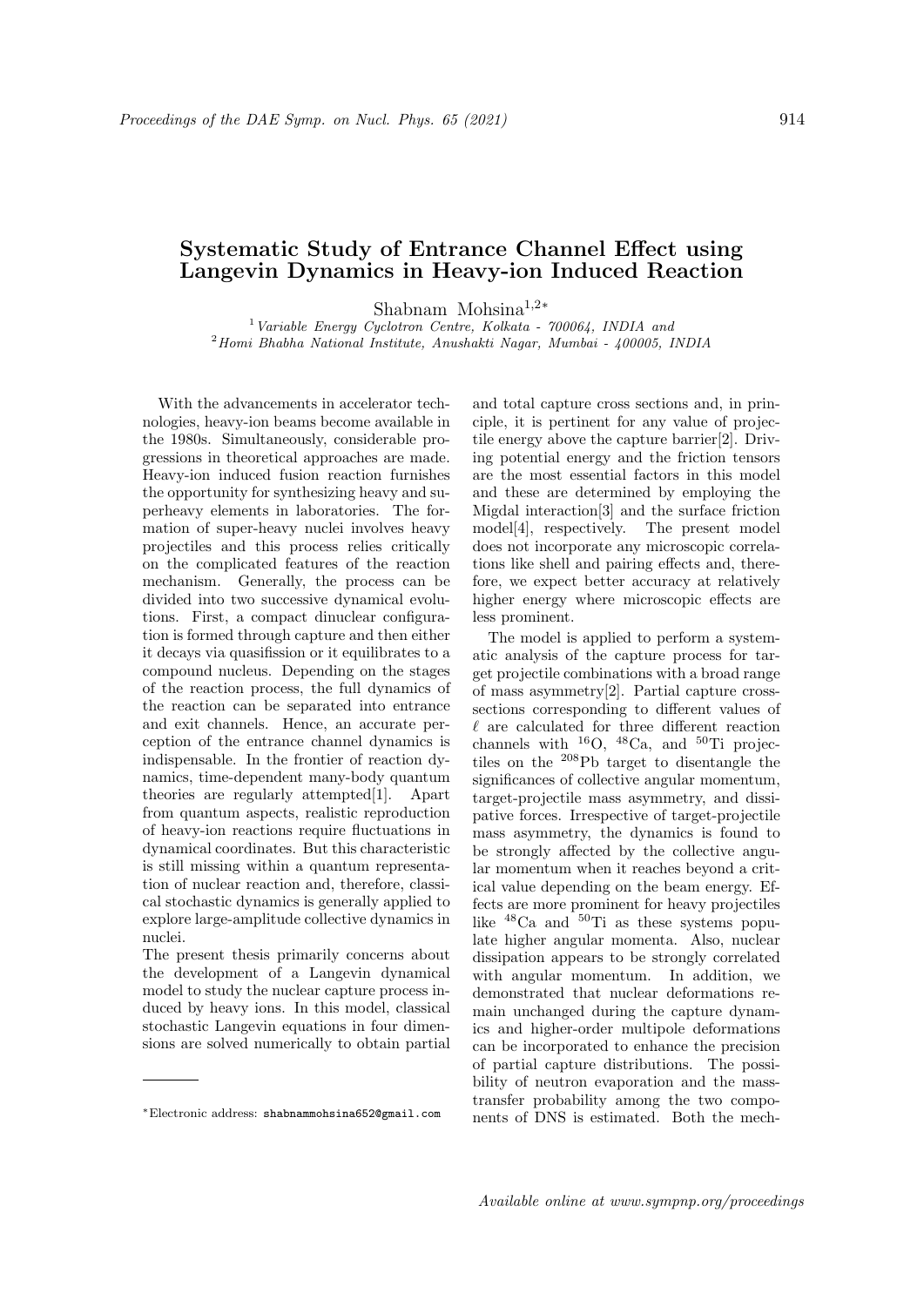# Systematic Study of Entrance Channel Effect using Langevin Dynamics in Heavy-ion Induced Reaction

Shabnam Mohsina[1,2*]

[1] *Variable Energy Cyclotron Centre, Kolkata - 700064, INDIA and*
[2] *Homi Bhabha National Institute, Anushakti Nagar, Mumbai - 400005, INDIA*

With the advancements in accelerator technologies, heavy-ion beams become available in the 1980s. Simultaneously, considerable progressions in theoretical approaches are made. Heavy-ion induced fusion reaction furnishes the opportunity for synthesizing heavy and superheavy elements in laboratories. The formation of super-heavy nuclei involves heavy projectiles and this process relies critically on the complicated features of the reaction mechanism. Generally, the process can be divided into two successive dynamical evolutions. First, a compact dinuclear configuration is formed through capture and then either it decays via quasifission or it equilibrates to a compound nucleus. Depending on the stages of the reaction process, the full dynamics of the reaction can be separated into entrance and exit channels. Hence, an accurate perception of the entrance channel dynamics is indispensable. In the frontier of reaction dynamics, time-dependent many-body quantum theories are regularly attempted[1]. Apart from quantum aspects, realistic reproduction of heavy-ion reactions require fluctuations in dynamical coordinates. But this characteristic is still missing within a quantum representation of nuclear reaction and, therefore, classical stochastic dynamics is generally applied to explore large-amplitude collective dynamics in nuclei.

The present thesis primarily concerns about the development of a Langevin dynamical model to study the nuclear capture process induced by heavy ions. In this model, classical stochastic Langevin equations in four dimensions are solved numerically to obtain partial and total capture cross sections and, in principle, it is pertinent for any value of projectile energy above the capture barrier[2]. Driving potential energy and the friction tensors are the most essential factors in this model and these are determined by employing the Migdal interaction[3] and the surface friction model[4], respectively. The present model does not incorporate any microscopic correlations like shell and pairing effects and, therefore, we expect better accuracy at relatively higher energy where microscopic effects are less prominent.

The model is applied to perform a systematic analysis of the capture process for target projectile combinations with a broad range of mass asymmetry[2]. Partial capture cross-sections corresponding to different values of $\ell$ are calculated for three different reaction channels with $^{16}$O, $^{48}$Ca, and $^{50}$Ti projectiles on the $^{208}$Pb target to disentangle the significances of collective angular momentum, target-projectile mass asymmetry, and dissipative forces. Irrespective of target-projectile mass asymmetry, the dynamics is found to be strongly affected by the collective angular momentum when it reaches beyond a critical value depending on the beam energy. Effects are more prominent for heavy projectiles like $^{48}$Ca and $^{50}$Ti as these systems populate higher angular momenta. Also, nuclear dissipation appears to be strongly correlated with angular momentum. In addition, we demonstrated that nuclear deformations remain unchanged during the capture dynamics and higher-order multipole deformations can be incorporated to enhance the precision of partial capture distributions. The possibility of neutron evaporation and the mass-transfer probability among the two components of DNS is estimated. Both the mech-

*Electronic address: shabnammohsina652@gmail.com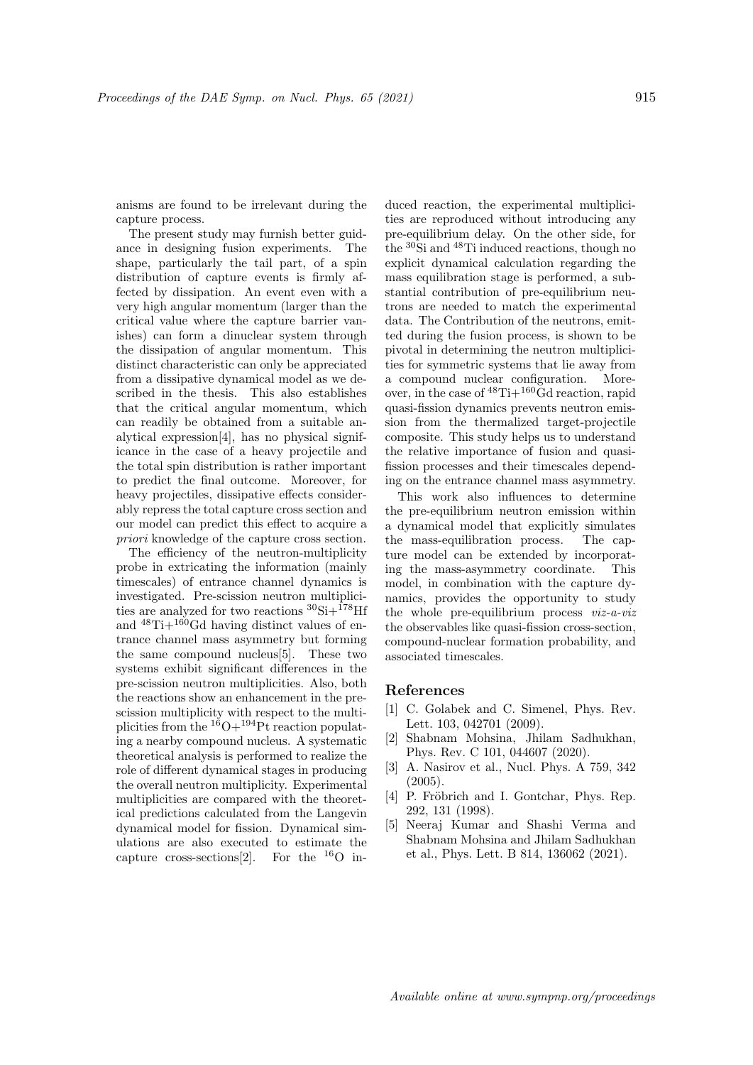anisms are found to be irrelevant during the capture process.

The present study may furnish better guidance in designing fusion experiments. The shape, particularly the tail part, of a spin distribution of capture events is firmly affected by dissipation. An event even with a very high angular momentum (larger than the critical value where the capture barrier vanishes) can form a dinuclear system through the dissipation of angular momentum. This distinct characteristic can only be appreciated from a dissipative dynamical model as we described in the thesis. This also establishes that the critical angular momentum, which can readily be obtained from a suitable analytical expression[4], has no physical significance in the case of a heavy projectile and the total spin distribution is rather important to predict the final outcome. Moreover, for heavy projectiles, dissipative effects considerably repress the total capture cross section and our model can predict this effect to acquire a *priori* knowledge of the capture cross section.

The efficiency of the neutron-multiplicity probe in extricating the information (mainly timescales) of entrance channel dynamics is investigated. Pre-scission neutron multiplicities are analyzed for two reactions $^{30}$Si+$^{178}$Hf and $^{48}$Ti+$^{160}$Gd having distinct values of entrance channel mass asymmetry but forming the same compound nucleus[5]. These two systems exhibit significant differences in the pre-scission neutron multiplicities. Also, both the reactions show an enhancement in the pre-scission multiplicity with respect to the multiplicities from the $^{16}$O+$^{194}$Pt reaction populating a nearby compound nucleus. A systematic theoretical analysis is performed to realize the role of different dynamical stages in producing the overall neutron multiplicity. Experimental multiplicities are compared with the theoretical predictions calculated from the Langevin dynamical model for fission. Dynamical simulations are also executed to estimate the capture cross-sections[2]. For the $^{16}$O induced reaction, the experimental multiplicities are reproduced without introducing any pre-equilibrium delay. On the other side, for the $^{30}$Si and $^{48}$Ti induced reactions, though no explicit dynamical calculation regarding the mass equilibration stage is performed, a substantial contribution of pre-equilibrium neutrons are needed to match the experimental data. The Contribution of the neutrons, emitted during the fusion process, is shown to be pivotal in determining the neutron multiplicities for symmetric systems that lie away from a compound nuclear configuration. Moreover, in the case of $^{48}$Ti+$^{160}$Gd reaction, rapid quasi-fission dynamics prevents neutron emission from the thermalized target-projectile composite. This study helps us to understand the relative importance of fusion and quasi-fission processes and their timescales depending on the entrance channel mass asymmetry.

This work also influences to determine the pre-equilibrium neutron emission within a dynamical model that explicitly simulates the mass-equilibration process. The capture model can be extended by incorporating the mass-asymmetry coordinate. This model, in combination with the capture dynamics, provides the opportunity to study the whole pre-equilibrium process *viz-a-viz* the observables like quasi-fission cross-section, compound-nuclear formation probability, and associated timescales.

## References

[1] C. Golabek and C. Simenel, Phys. Rev. Lett. 103, 042701 (2009).

[2] Shabnam Mohsina, Jhilam Sadhukhan, Phys. Rev. C 101, 044607 (2020).

[3] A. Nasirov et al., Nucl. Phys. A 759, 342 (2005).

[4] P. Fröbrich and I. Gontchar, Phys. Rep. 292, 131 (1998).

[5] Neeraj Kumar and Shashi Verma and Shabnam Mohsina and Jhilam Sadhukhan et al., Phys. Lett. B 814, 136062 (2021).